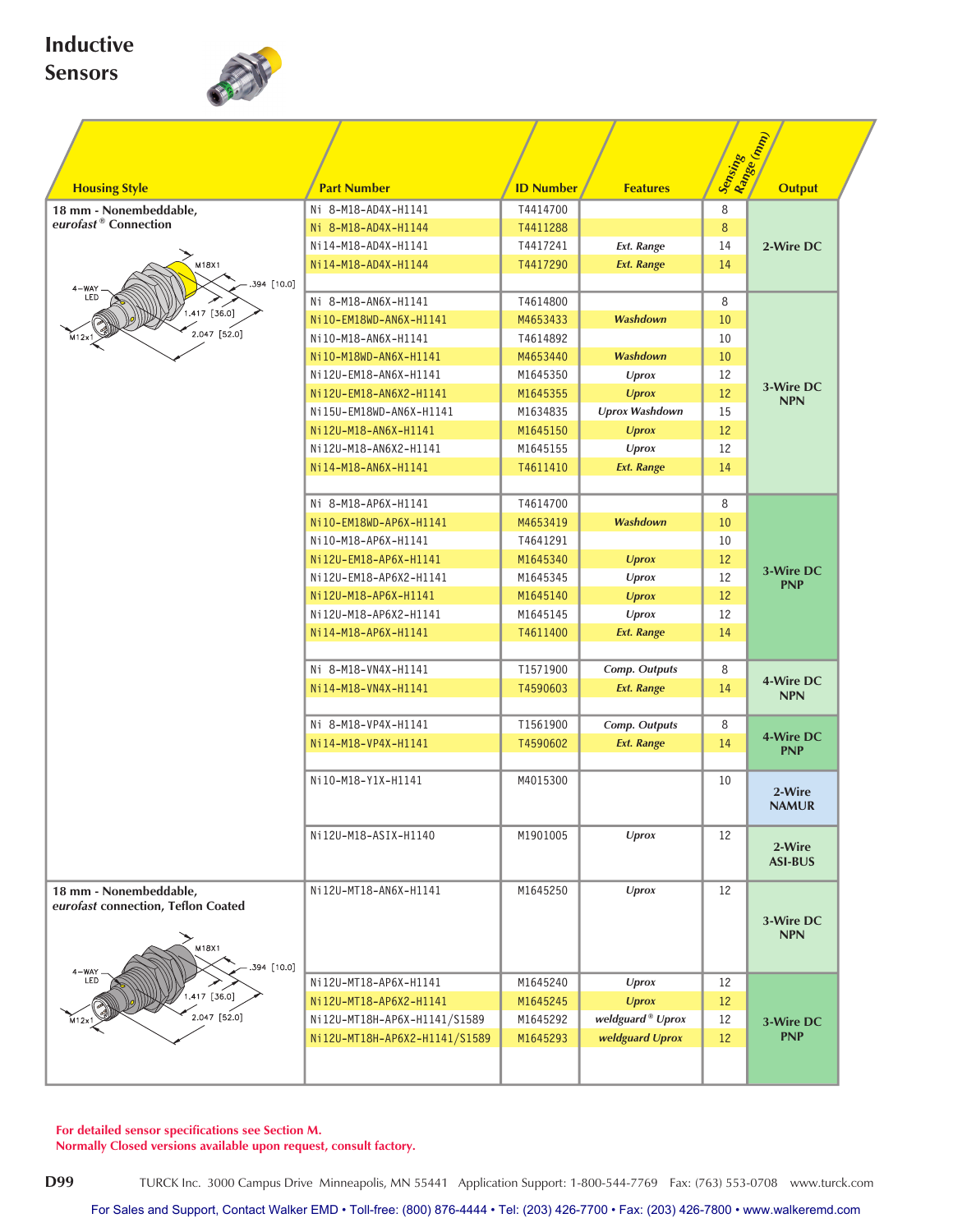# Inductive Sensors

| Housing Style | Part Number | ID Number | Features | Sensing Range (mm) | Output |
|---|---|---|---|---|---|
| 18 mm - Nonembeddable, *eurofast* ® Connection | Ni 8-M18-AD4X-H1141 | T4414700 | | 8 | 2-Wire DC |
| | Ni 8-M18-AD4X-H1144 | T4411288 | | 8 | |
| | Ni14-M18-AD4X-H1141 | T4417241 | *Ext. Range* | 14 | |
| | Ni14-M18-AD4X-H1144 | T4417290 | *Ext. Range* | 14 | |
| | Ni 8-M18-AN6X-H1141 | T4614800 | | 8 | 3-Wire DC NPN |
| | Ni10-EM18WD-AN6X-H1141 | M4653433 | *Washdown* | 10 | |
| | Ni10-M18-AN6X-H1141 | T4614892 | | 10 | |
| | Ni10-M18WD-AN6X-H1141 | M4653440 | *Washdown* | 10 | |
| | Ni12U-EM18-AN6X-H1141 | M1645350 | *Uprox* | 12 | |
| | Ni12U-EM18-AN6X2-H1141 | M1645355 | *Uprox* | 12 | |
| | Ni15U-EM18WD-AN6X-H1141 | M1634835 | *Uprox Washdown* | 15 | |
| | Ni12U-M18-AN6X-H1141 | M1645150 | *Uprox* | 12 | |
| | Ni12U-M18-AN6X2-H1141 | M1645155 | *Uprox* | 12 | |
| | Ni14-M18-AN6X-H1141 | T4611410 | *Ext. Range* | 14 | |
| | Ni 8-M18-AP6X-H1141 | T4614700 | | 8 | 3-Wire DC PNP |
| | Ni10-EM18WD-AP6X-H1141 | M4653419 | *Washdown* | 10 | |
| | Ni10-M18-AP6X-H1141 | T4641291 | | 10 | |
| | Ni12U-EM18-AP6X-H1141 | M1645340 | *Uprox* | 12 | |
| | Ni12U-EM18-AP6X2-H1141 | M1645345 | *Uprox* | 12 | |
| | Ni12U-M18-AP6X-H1141 | M1645140 | *Uprox* | 12 | |
| | Ni12U-M18-AP6X2-H1141 | M1645145 | *Uprox* | 12 | |
| | Ni14-M18-AP6X-H1141 | T4611400 | *Ext. Range* | 14 | |
| | Ni 8-M18-VN4X-H1141 | T1571900 | *Comp. Outputs* | 8 | 4-Wire DC NPN |
| | Ni14-M18-VN4X-H1141 | T4590603 | *Ext. Range* | 14 | |
| | Ni 8-M18-VP4X-H1141 | T1561900 | *Comp. Outputs* | 8 | 4-Wire DC PNP |
| | Ni14-M18-VP4X-H1141 | T4590602 | *Ext. Range* | 14 | |
| | Ni10-M18-Y1X-H1141 | M4015300 | | 10 | 2-Wire NAMUR |
| | Ni12U-M18-ASIX-H1140 | M1901005 | *Uprox* | 12 | 2-Wire ASI-BUS |
| 18 mm - Nonembeddable, *eurofast* connection, Teflon Coated | Ni12U-MT18-AN6X-H1141 | M1645250 | *Uprox* | 12 | 3-Wire DC NPN |
| | Ni12U-MT18-AP6X-H1141 | M1645240 | *Uprox* | 12 | 3-Wire DC PNP |
| | Ni12U-MT18-AP6X2-H1141 | M1645245 | *Uprox* | 12 | |
| | Ni12U-MT18H-AP6X-H1141/S1589 | M1645292 | *weldguard ® Uprox* | 12 | |
| | Ni12U-MT18H-AP6X2-H1141/S1589 | M1645293 | *weldguard Uprox* | 12 | |

Drawing dimensions (both housings): M18X1, 4-WAY LED, .394 [10.0], 1.417 [36.0], 2.047 [52.0], M12x1

**For detailed sensor specifications see Section M.**
**Normally Closed versions available upon request, consult factory.**

TURCK Inc. 3000 Campus Drive Minneapolis, MN 55441 Application Support: 1-800-544-7769 Fax: (763) 553-0708 www.turck.com

For Sales and Support, Contact Walker EMD • Toll-free: (800) 876-4444 • Tel: (203) 426-7700 • Fax: (203) 426-7800 • www.walkeremd.com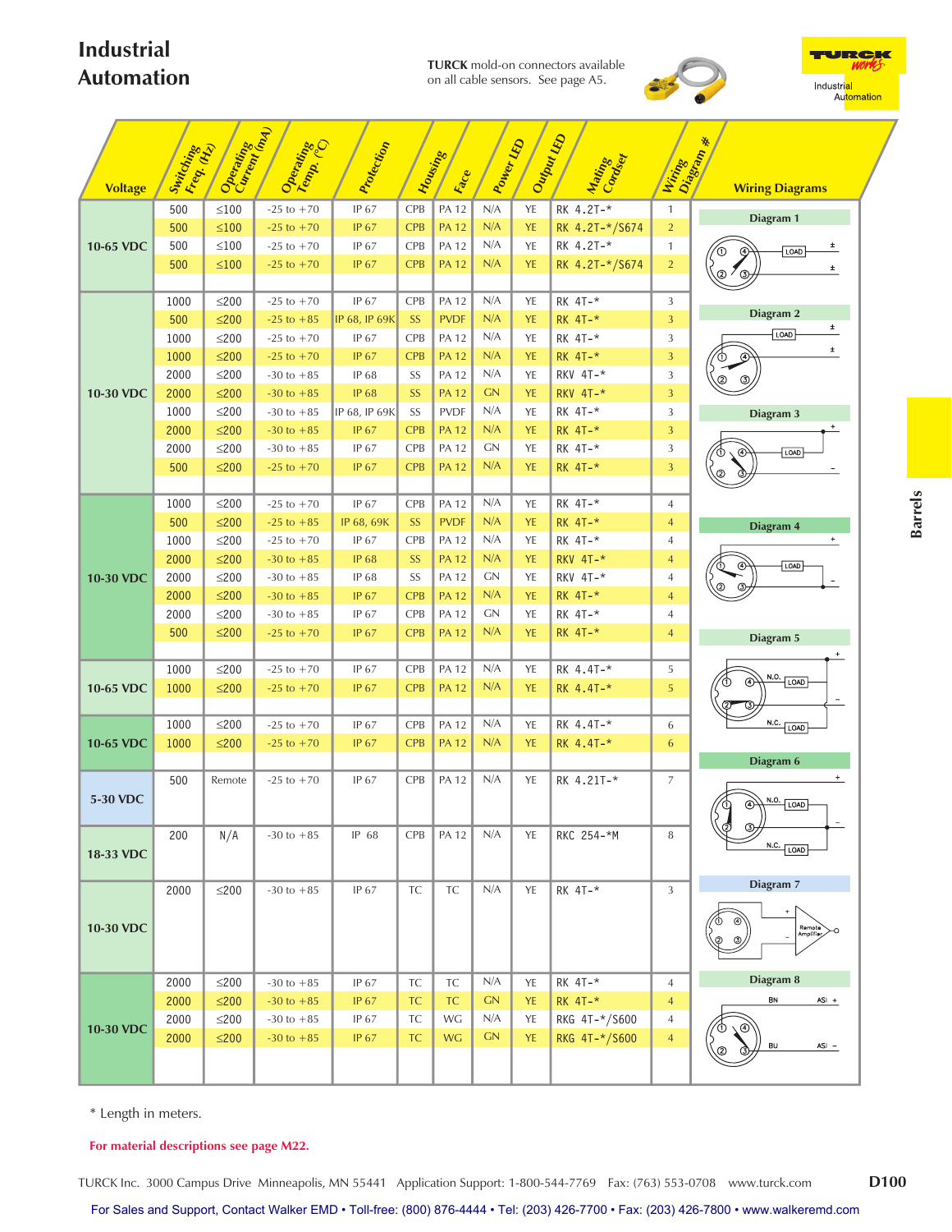# Industrial Automation

**TURCK** mold-on connectors available on all cable sensors. See page A5.

| Voltage | Switching Freq. (Hz) | Operating Current (mA) | Operating Temp. (°C) | Protection | Housing | Face | Power LED | Output LED | Mating Cordset | Wiring Diagram # |
|---|---|---|---|---|---|---|---|---|---|---|
| 10-65 VDC | 500 | ≤100 | -25 to +70 | IP 67 | CPB | PA 12 | N/A | YE | RK 4.2T-* | 1 |
| | 500 | ≤100 | -25 to +70 | IP 67 | CPB | PA 12 | N/A | YE | RK 4.2T-*/S674 | 2 |
| | 500 | ≤100 | -25 to +70 | IP 67 | CPB | PA 12 | N/A | YE | RK 4.2T-* | 1 |
| | 500 | ≤100 | -25 to +70 | IP 67 | CPB | PA 12 | N/A | YE | RK 4.2T-*/S674 | 2 |
| 10-30 VDC | 1000 | ≤200 | -25 to +70 | IP 67 | CPB | PA 12 | N/A | YE | RK 4T-* | 3 |
| | 500 | ≤200 | -25 to +85 | IP 68, IP 69K | SS | PVDF | N/A | YE | RK 4T-* | 3 |
| | 1000 | ≤200 | -25 to +70 | IP 67 | CPB | PA 12 | N/A | YE | RK 4T-* | 3 |
| | 1000 | ≤200 | -25 to +70 | IP 67 | CPB | PA 12 | N/A | YE | RK 4T-* | 3 |
| | 2000 | ≤200 | -30 to +85 | IP 68 | SS | PA 12 | N/A | YE | RKV 4T-* | 3 |
| | 2000 | ≤200 | -30 to +85 | IP 68 | SS | PA 12 | GN | YE | RKV 4T-* | 3 |
| | 1000 | ≤200 | -30 to +85 | IP 68, IP 69K | SS | PVDF | N/A | YE | RK 4T-* | 3 |
| | 2000 | ≤200 | -30 to +85 | IP 67 | CPB | PA 12 | N/A | YE | RK 4T-* | 3 |
| | 2000 | ≤200 | -30 to +85 | IP 67 | CPB | PA 12 | GN | YE | RK 4T-* | 3 |
| | 500 | ≤200 | -25 to +70 | IP 67 | CPB | PA 12 | N/A | YE | RK 4T-* | 3 |
| 10-30 VDC | 1000 | ≤200 | -25 to +70 | IP 67 | CPB | PA 12 | N/A | YE | RK 4T-* | 4 |
| | 500 | ≤200 | -25 to +85 | IP 68, 69K | SS | PVDF | N/A | YE | RK 4T-* | 4 |
| | 1000 | ≤200 | -25 to +70 | IP 67 | CPB | PA 12 | N/A | YE | RK 4T-* | 4 |
| | 2000 | ≤200 | -30 to +85 | IP 68 | SS | PA 12 | N/A | YE | RKV 4T-* | 4 |
| | 2000 | ≤200 | -30 to +85 | IP 68 | SS | PA 12 | GN | YE | RKV 4T-* | 4 |
| | 2000 | ≤200 | -30 to +85 | IP 67 | CPB | PA 12 | N/A | YE | RK 4T-* | 4 |
| | 2000 | ≤200 | -30 to +85 | IP 67 | CPB | PA 12 | GN | YE | RK 4T-* | 4 |
| | 500 | ≤200 | -25 to +70 | IP 67 | CPB | PA 12 | N/A | YE | RK 4T-* | 4 |
| 10-65 VDC | 1000 | ≤200 | -25 to +70 | IP 67 | CPB | PA 12 | N/A | YE | RK 4.4T-* | 5 |
| | 1000 | ≤200 | -25 to +70 | IP 67 | CPB | PA 12 | N/A | YE | RK 4.4T-* | 5 |
| 10-65 VDC | 1000 | ≤200 | -25 to +70 | IP 67 | CPB | PA 12 | N/A | YE | RK 4.4T-* | 6 |
| | 1000 | ≤200 | -25 to +70 | IP 67 | CPB | PA 12 | N/A | YE | RK 4.4T-* | 6 |
| 5-30 VDC | 500 | Remote | -25 to +70 | IP 67 | CPB | PA 12 | N/A | YE | RK 4.21T-* | 7 |
| 18-33 VDC | 200 | N/A | -30 to +85 | IP 68 | CPB | PA 12 | N/A | YE | RKC 254-*M | 8 |
| 10-30 VDC | 2000 | ≤200 | -30 to +85 | IP 67 | TC | TC | N/A | YE | RK 4T-* | 3 |
| 10-30 VDC | 2000 | ≤200 | -30 to +85 | IP 67 | TC | TC | N/A | YE | RK 4T-* | 4 |
| | 2000 | ≤200 | -30 to +85 | IP 67 | TC | TC | GN | YE | RK 4T-* | 4 |
| | 2000 | ≤200 | -30 to +85 | IP 67 | TC | WG | N/A | YE | RKG 4T-*/S600 | 4 |
| | 2000 | ≤200 | -30 to +85 | IP 67 | TC | WG | GN | YE | RKG 4T-*/S600 | 4 |

## Wiring Diagrams

Diagram 1
1 4 LOAD ± ±
2 3

Diagram 2
LOAD ± ±
1 4
2 3

Diagram 3
+ LOAD –
1 4
2 3

Diagram 4
+ LOAD –
1 4
2 3

Diagram 5
+ N.O. LOAD – N.C. LOAD
1 4
2 3

Diagram 6
+ N.O. LOAD – N.C. LOAD
1 4
2 3

Diagram 7
+ – Remote Amplifier
1 4
2 3

Diagram 8
BN ASI + BU ASI –
1 4
2 3

Barrels

\* Length in meters.

**For material descriptions see page M22.**

TURCK Inc. 3000 Campus Drive Minneapolis, MN 55441 Application Support: 1-800-544-7769 Fax: (763) 553-0708 www.turck.com

For Sales and Support, Contact Walker EMD • Toll-free: (800) 876-4444 • Tel: (203) 426-7700 • Fax: (203) 426-7800 • www.walkeremd.com